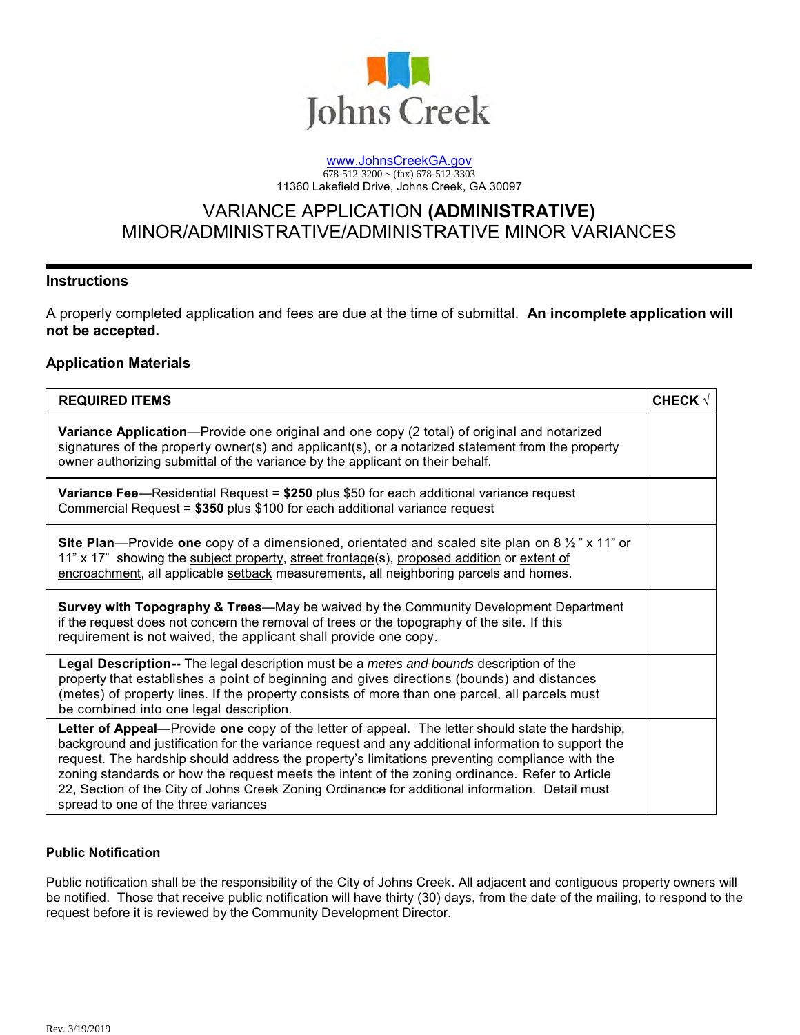# Johns Creek

www.JohnsCreekGA.gov
678-512-3200 ~ (fax) 678-512-3303
11360 Lakefield Drive, Johns Creek, GA 30097

## VARIANCE APPLICATION **(ADMINISTRATIVE)**
## MINOR/ADMINISTRATIVE/ADMINISTRATIVE MINOR VARIANCES

---

### Instructions

A properly completed application and fees are due at the time of submittal. **An incomplete application will not be accepted.**

### Application Materials

| REQUIRED ITEMS | CHECK √ |
|---|---|
| **Variance Application**—Provide one original and one copy (2 total) of original and notarized signatures of the property owner(s) and applicant(s), or a notarized statement from the property owner authorizing submittal of the variance by the applicant on their behalf. | |
| **Variance Fee**—Residential Request = **$250** plus $50 for each additional variance request<br>Commercial Request = **$350** plus $100 for each additional variance request | |
| **Site Plan**—Provide **one** copy of a dimensioned, orientated and scaled site plan on 8 ½ " x 11" or 11" x 17" showing the subject property, street frontage(s), proposed addition or extent of encroachment, all applicable setback measurements, all neighboring parcels and homes. | |
| **Survey with Topography & Trees**—May be waived by the Community Development Department if the request does not concern the removal of trees or the topography of the site. If this requirement is not waived, the applicant shall provide one copy. | |
| **Legal Description--** The legal description must be a *metes and bounds* description of the property that establishes a point of beginning and gives directions (bounds) and distances (metes) of property lines. If the property consists of more than one parcel, all parcels must be combined into one legal description. | |
| **Letter of Appeal**—Provide **one** copy of the letter of appeal. The letter should state the hardship, background and justification for the variance request and any additional information to support the request. The hardship should address the property's limitations preventing compliance with the zoning standards or how the request meets the intent of the zoning ordinance. Refer to Article 22, Section of the City of Johns Creek Zoning Ordinance for additional information. Detail must spread to one of the three variances | |

#### Public Notification

Public notification shall be the responsibility of the City of Johns Creek. All adjacent and contiguous property owners will be notified. Those that receive public notification will have thirty (30) days, from the date of the mailing, to respond to the request before it is reviewed by the Community Development Director.

Rev. 3/19/2019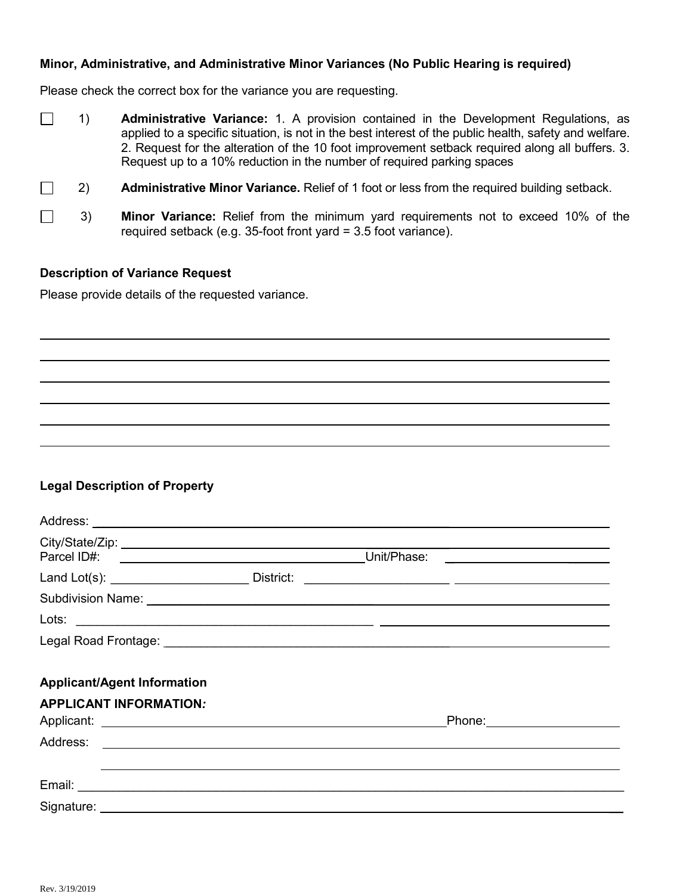### Minor, Administrative, and Administrative Minor Variances (No Public Hearing is required)

Please check the correct box for the variance you are requesting.

- ☐ 1) **Administrative Variance:** 1. A provision contained in the Development Regulations, as applied to a specific situation, is not in the best interest of the public health, safety and welfare. 2. Request for the alteration of the 10 foot improvement setback required along all buffers. 3. Request up to a 10% reduction in the number of required parking spaces
- ☐ 2) **Administrative Minor Variance.** Relief of 1 foot or less from the required building setback.
- ☐ 3) **Minor Variance:** Relief from the minimum yard requirements not to exceed 10% of the required setback (e.g. 35-foot front yard = 3.5 foot variance).

### Description of Variance Request

Please provide details of the requested variance.

______________________________________________________________________

______________________________________________________________________

______________________________________________________________________

______________________________________________________________________

______________________________________________________________________

______________________________________________________________________

### Legal Description of Property

Address: ______________________________________________________________

City/State/Zip: _________________________________________________________

Parcel ID#: ______________________________ Unit/Phase: ____________________

Land Lot(s): ____________________ District: ______________________ ______________________

Subdivision Name: _______________________________________________________

Lots: ______________________________________ ______________________________

Legal Road Frontage: _____________________________________________________

### Applicant/Agent Information

**APPLICANT INFORMATION*:***

Applicant: ____________________________________________ Phone: ____________________

Address: ______________________________________________________________

______________________________________________________________

Email: ________________________________________________________________

Signature: _____________________________________________________________

Rev. 3/19/2019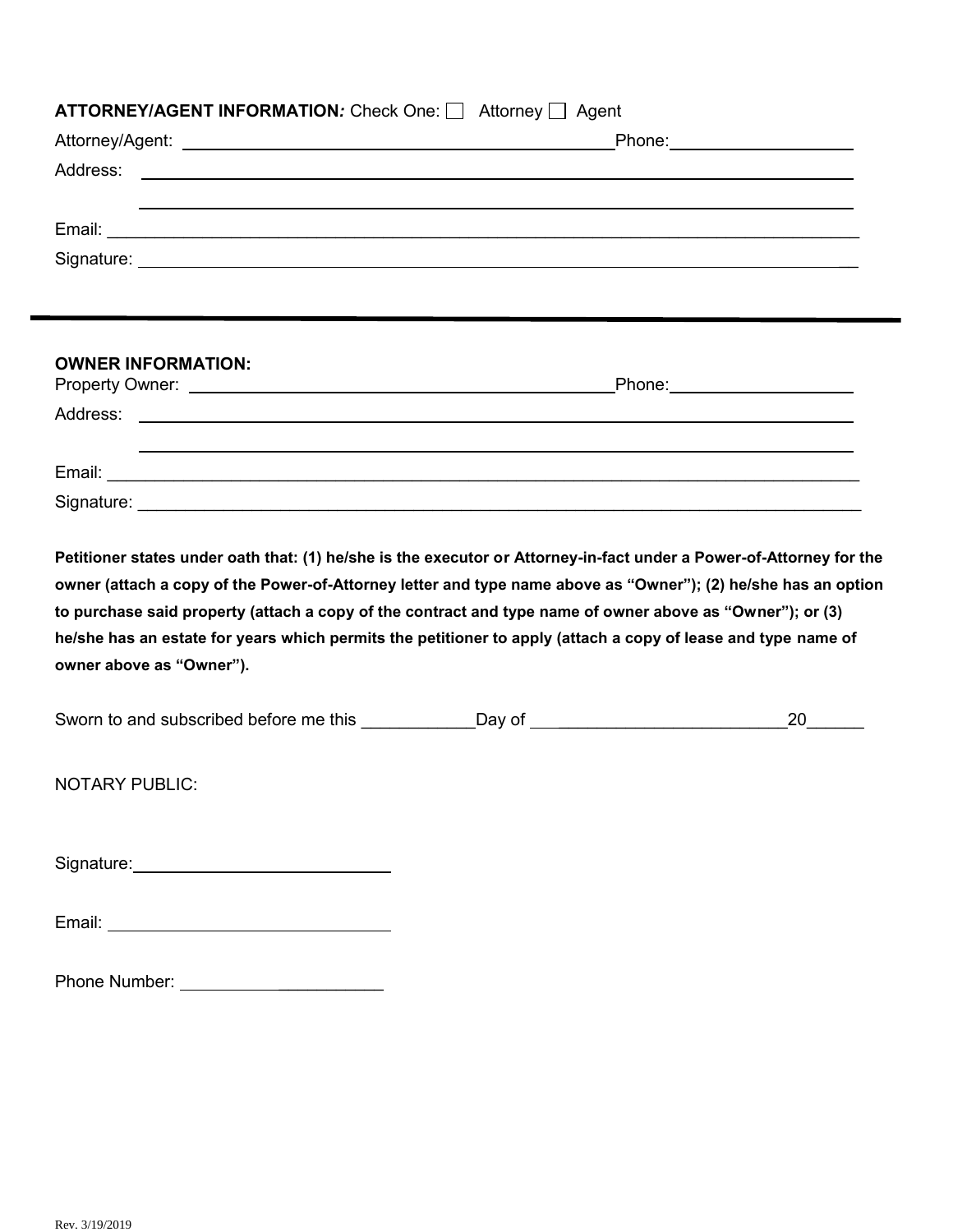**ATTORNEY/AGENT INFORMATION***:* Check One: ☐ Attorney ☐ Agent

Attorney/Agent: _______________________________________________ Phone: ____________________

Address: ________________________________________________________________________________

________________________________________________________________________________

Email: ________________________________________________________________________________

Signature: ________________________________________________________________________________

---

**OWNER INFORMATION:**

Property Owner: _______________________________________________ Phone: ____________________

Address: ________________________________________________________________________________

________________________________________________________________________________

Email: ________________________________________________________________________________

Signature: ________________________________________________________________________________

**Petitioner states under oath that: (1) he/she is the executor or Attorney-in-fact under a Power-of-Attorney for the owner (attach a copy of the Power-of-Attorney letter and type name above as "Owner"); (2) he/she has an option to purchase said property (attach a copy of the contract and type name of owner above as "Owner"); or (3) he/she has an estate for years which permits the petitioner to apply (attach a copy of lease and type name of owner above as "Owner").**

Sworn to and subscribed before me this ____________Day of __________________________20______

NOTARY PUBLIC:

Signature: ____________________________

Email: ____________________________

Phone Number: ____________________________

Rev. 3/19/2019